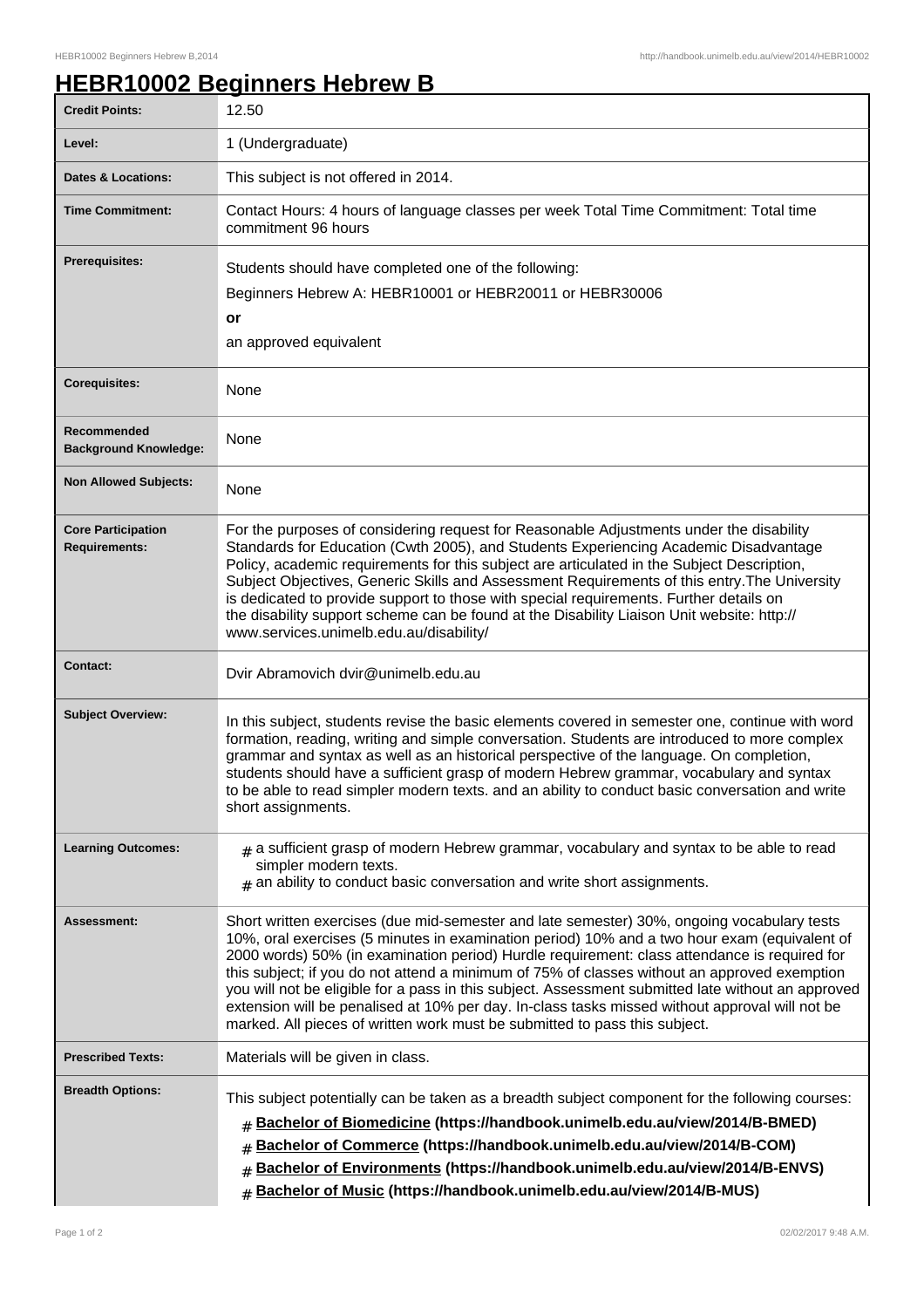# HEBR10002 Beginners Hebrew B

| | |
|---|---|
| **Credit Points:** | 12.50 |
| **Level:** | 1 (Undergraduate) |
| **Dates & Locations:** | This subject is not offered in 2014. |
| **Time Commitment:** | Contact Hours: 4 hours of language classes per week Total Time Commitment: Total time commitment 96 hours |
| **Prerequisites:** | Students should have completed one of the following:<br>Beginners Hebrew A: HEBR10001 or HEBR20011 or HEBR30006<br>**or**<br>an approved equivalent |
| **Corequisites:** | None |
| **Recommended Background Knowledge:** | None |
| **Non Allowed Subjects:** | None |
| **Core Participation Requirements:** | For the purposes of considering request for Reasonable Adjustments under the disability Standards for Education (Cwth 2005), and Students Experiencing Academic Disadvantage Policy, academic requirements for this subject are articulated in the Subject Description, Subject Objectives, Generic Skills and Assessment Requirements of this entry.The University is dedicated to provide support to those with special requirements. Further details on the disability support scheme can be found at the Disability Liaison Unit website: http://www.services.unimelb.edu.au/disability/ |
| **Contact:** | Dvir Abramovich dvir@unimelb.edu.au |
| **Subject Overview:** | In this subject, students revise the basic elements covered in semester one, continue with word formation, reading, writing and simple conversation. Students are introduced to more complex grammar and syntax as well as an historical perspective of the language. On completion, students should have a sufficient grasp of modern Hebrew grammar, vocabulary and syntax to be able to read simpler modern texts. and an ability to conduct basic conversation and write short assignments. |
| **Learning Outcomes:** | # a sufficient grasp of modern Hebrew grammar, vocabulary and syntax to be able to read simpler modern texts.<br># an ability to conduct basic conversation and write short assignments. |
| **Assessment:** | Short written exercises (due mid-semester and late semester) 30%, ongoing vocabulary tests 10%, oral exercises (5 minutes in examination period) 10% and a two hour exam (equivalent of 2000 words) 50% (in examination period) Hurdle requirement: class attendance is required for this subject; if you do not attend a minimum of 75% of classes without an approved exemption you will not be eligible for a pass in this subject. Assessment submitted late without an approved extension will be penalised at 10% per day. In-class tasks missed without approval will not be marked. All pieces of written work must be submitted to pass this subject. |
| **Prescribed Texts:** | Materials will be given in class. |
| **Breadth Options:** | This subject potentially can be taken as a breadth subject component for the following courses:<br># **Bachelor of Biomedicine (https://handbook.unimelb.edu.au/view/2014/B-BMED)**<br># **Bachelor of Commerce (https://handbook.unimelb.edu.au/view/2014/B-COM)**<br># **Bachelor of Environments (https://handbook.unimelb.edu.au/view/2014/B-ENVS)**<br># **Bachelor of Music (https://handbook.unimelb.edu.au/view/2014/B-MUS)** |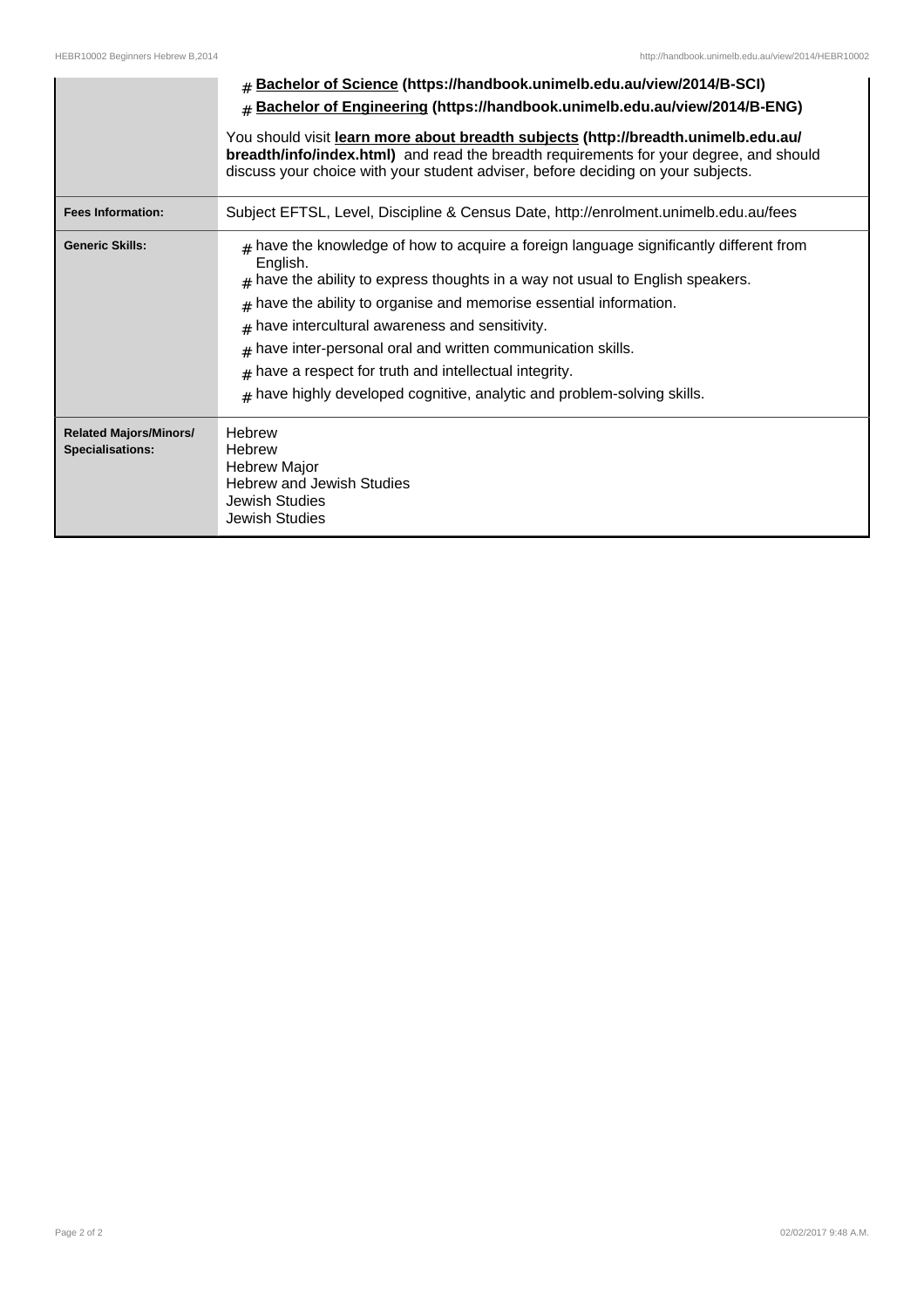| | |
|---|---|
| | # **Bachelor of Science** (https://handbook.unimelb.edu.au/view/2014/B-SCI)<br># **Bachelor of Engineering** (https://handbook.unimelb.edu.au/view/2014/B-ENG)<br><br>You should visit **learn more about breadth subjects (http://breadth.unimelb.edu.au/breadth/info/index.html)** and read the breadth requirements for your degree, and should discuss your choice with your student adviser, before deciding on your subjects. |
| **Fees Information:** | Subject EFTSL, Level, Discipline & Census Date, http://enrolment.unimelb.edu.au/fees |
| **Generic Skills:** | # have the knowledge of how to acquire a foreign language significantly different from English.<br># have the ability to express thoughts in a way not usual to English speakers.<br># have the ability to organise and memorise essential information.<br># have intercultural awareness and sensitivity.<br># have inter-personal oral and written communication skills.<br># have a respect for truth and intellectual integrity.<br># have highly developed cognitive, analytic and problem-solving skills. |
| **Related Majors/Minors/ Specialisations:** | Hebrew<br>Hebrew<br>Hebrew Major<br>Hebrew and Jewish Studies<br>Jewish Studies<br>Jewish Studies |